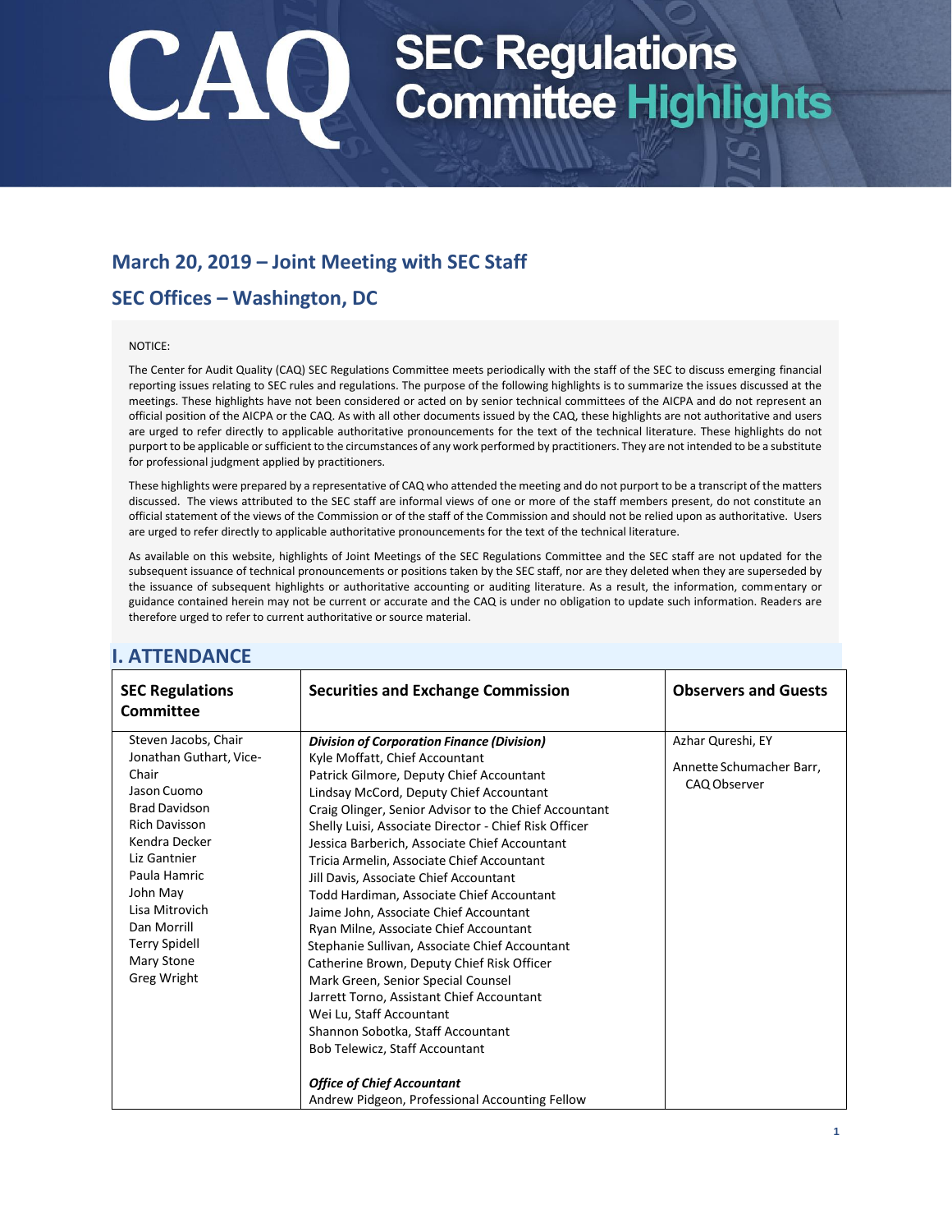# CAQ SEC Regulations Committee Highlights

## March 20, 2019 – Joint Meeting with SEC Staff

## SEC Offices – Washington, DC

NOTICE:

The Center for Audit Quality (CAQ) SEC Regulations Committee meets periodically with the staff of the SEC to discuss emerging financial reporting issues relating to SEC rules and regulations. The purpose of the following highlights is to summarize the issues discussed at the meetings. These highlights have not been considered or acted on by senior technical committees of the AICPA and do not represent an official position of the AICPA or the CAQ. As with all other documents issued by the CAQ, these highlights are not authoritative and users are urged to refer directly to applicable authoritative pronouncements for the text of the technical literature. These highlights do not purport to be applicable or sufficient to the circumstances of any work performed by practitioners. They are not intended to be a substitute for professional judgment applied by practitioners.

These highlights were prepared by a representative of CAQ who attended the meeting and do not purport to be a transcript of the matters discussed. The views attributed to the SEC staff are informal views of one or more of the staff members present, do not constitute an official statement of the views of the Commission or of the staff of the Commission and should not be relied upon as authoritative. Users are urged to refer directly to applicable authoritative pronouncements for the text of the technical literature.

As available on this website, highlights of Joint Meetings of the SEC Regulations Committee and the SEC staff are not updated for the subsequent issuance of technical pronouncements or positions taken by the SEC staff, nor are they deleted when they are superseded by the issuance of subsequent highlights or authoritative accounting or auditing literature. As a result, the information, commentary or guidance contained herein may not be current or accurate and the CAQ is under no obligation to update such information. Readers are therefore urged to refer to current authoritative or source material.

## I. ATTENDANCE

| SEC Regulations Committee | Securities and Exchange Commission | Observers and Guests |
|---|---|---|
| Steven Jacobs, Chair<br>Jonathan Guthart, Vice-Chair<br>Jason Cuomo<br>Brad Davidson<br>Rich Davisson<br>Kendra Decker<br>Liz Gantnier<br>Paula Hamric<br>John May<br>Lisa Mitrovich<br>Dan Morrill<br>Terry Spidell<br>Mary Stone<br>Greg Wright | ***Division of Corporation Finance (Division)***<br>Kyle Moffatt, Chief Accountant<br>Patrick Gilmore, Deputy Chief Accountant<br>Lindsay McCord, Deputy Chief Accountant<br>Craig Olinger, Senior Advisor to the Chief Accountant<br>Shelly Luisi, Associate Director - Chief Risk Officer<br>Jessica Barberich, Associate Chief Accountant<br>Tricia Armelin, Associate Chief Accountant<br>Jill Davis, Associate Chief Accountant<br>Todd Hardiman, Associate Chief Accountant<br>Jaime John, Associate Chief Accountant<br>Ryan Milne, Associate Chief Accountant<br>Stephanie Sullivan, Associate Chief Accountant<br>Catherine Brown, Deputy Chief Risk Officer<br>Mark Green, Senior Special Counsel<br>Jarrett Torno, Assistant Chief Accountant<br>Wei Lu, Staff Accountant<br>Shannon Sobotka, Staff Accountant<br>Bob Telewicz, Staff Accountant<br><br>***Office of Chief Accountant***<br>Andrew Pidgeon, Professional Accounting Fellow | Azhar Qureshi, EY<br><br>Annette Schumacher Barr, CAQ Observer |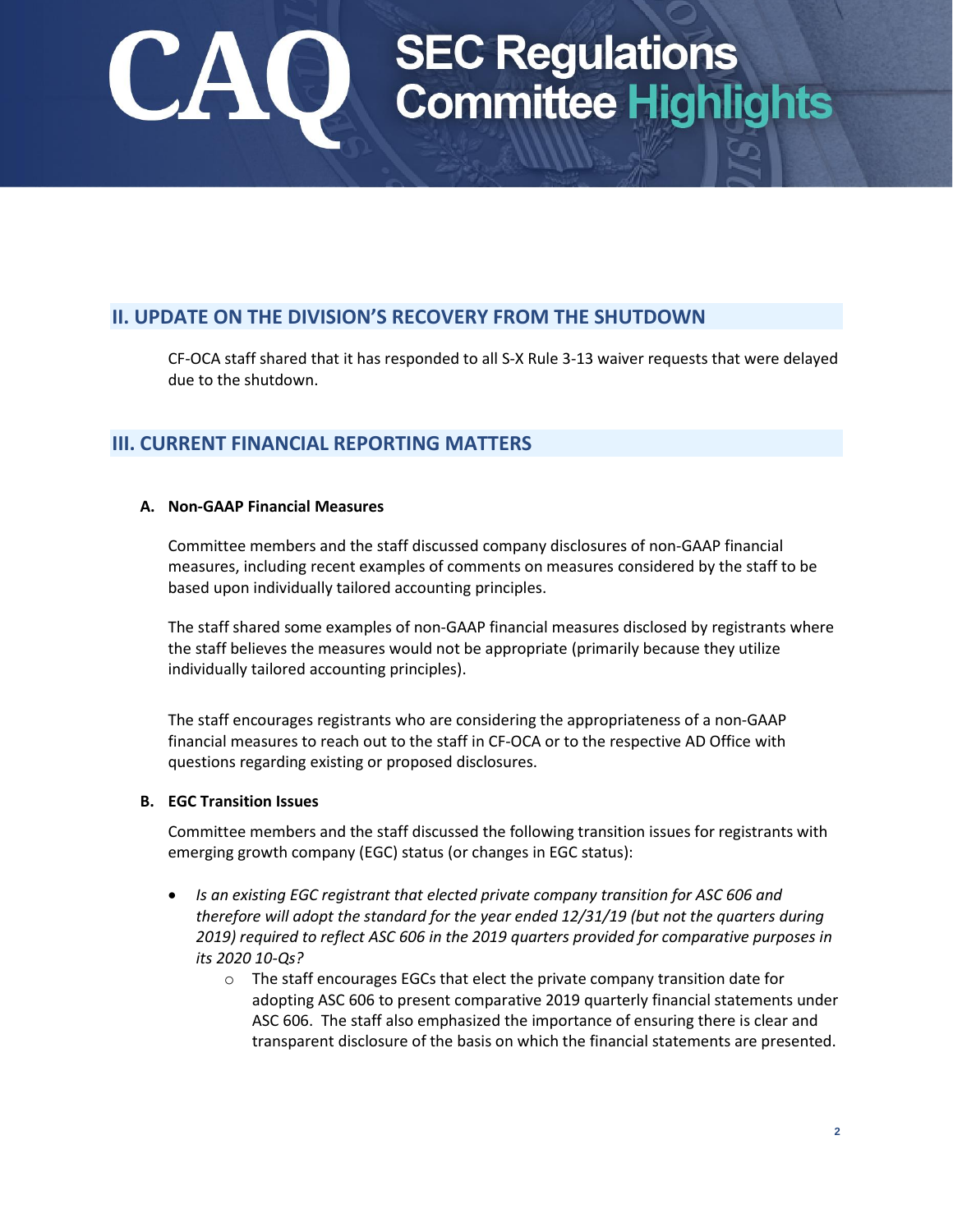## II. UPDATE ON THE DIVISION'S RECOVERY FROM THE SHUTDOWN

CF-OCA staff shared that it has responded to all S-X Rule 3-13 waiver requests that were delayed due to the shutdown.

## III. CURRENT FINANCIAL REPORTING MATTERS

### A. Non-GAAP Financial Measures

Committee members and the staff discussed company disclosures of non-GAAP financial measures, including recent examples of comments on measures considered by the staff to be based upon individually tailored accounting principles.

The staff shared some examples of non-GAAP financial measures disclosed by registrants where the staff believes the measures would not be appropriate (primarily because they utilize individually tailored accounting principles).

The staff encourages registrants who are considering the appropriateness of a non-GAAP financial measures to reach out to the staff in CF-OCA or to the respective AD Office with questions regarding existing or proposed disclosures.

### B. EGC Transition Issues

Committee members and the staff discussed the following transition issues for registrants with emerging growth company (EGC) status (or changes in EGC status):

- *Is an existing EGC registrant that elected private company transition for ASC 606 and therefore will adopt the standard for the year ended 12/31/19 (but not the quarters during 2019) required to reflect ASC 606 in the 2019 quarters provided for comparative purposes in its 2020 10-Qs?*
  - The staff encourages EGCs that elect the private company transition date for adopting ASC 606 to present comparative 2019 quarterly financial statements under ASC 606. The staff also emphasized the importance of ensuring there is clear and transparent disclosure of the basis on which the financial statements are presented.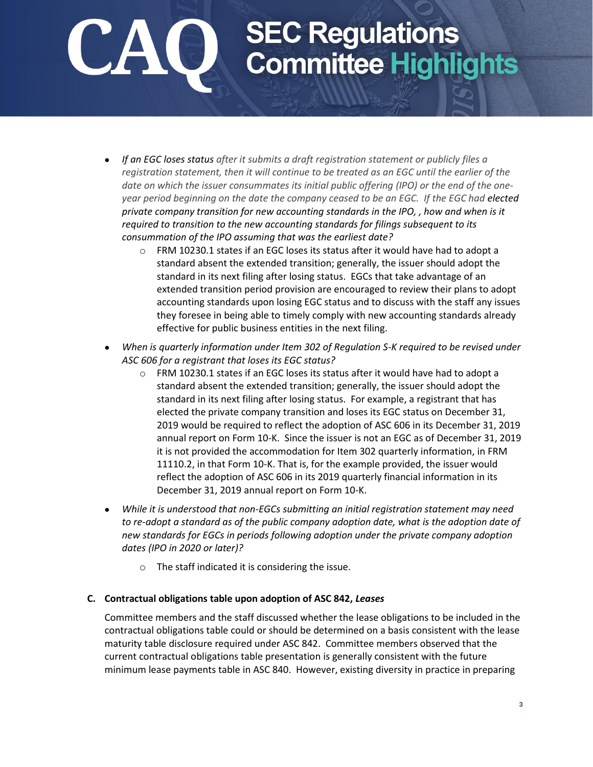- *If an EGC loses status after it submits a draft registration statement or publicly files a registration statement, then it will continue to be treated as an EGC until the earlier of the date on which the issuer consummates its initial public offering (IPO) or the end of the one-year period beginning on the date the company ceased to be an EGC. If the EGC had **elected private company transition for new accounting standards in the IPO, , how and when is it required to transition to the new accounting standards for filings subsequent to its consummation of the IPO assuming that was the earliest date?***
  - FRM 10230.1 states if an EGC loses its status after it would have had to adopt a standard absent the extended transition; generally, the issuer should adopt the standard in its next filing after losing status. EGCs that take advantage of an extended transition period provision are encouraged to review their plans to adopt accounting standards upon losing EGC status and to discuss with the staff any issues they foresee in being able to timely comply with new accounting standards already effective for public business entities in the next filing.
- *When is quarterly information under Item 302 of Regulation S-K required to be revised under ASC 606 for a registrant that loses its EGC status?*
  - FRM 10230.1 states if an EGC loses its status after it would have had to adopt a standard absent the extended transition; generally, the issuer should adopt the standard in its next filing after losing status. For example, a registrant that has elected the private company transition and loses its EGC status on December 31, 2019 would be required to reflect the adoption of ASC 606 in its December 31, 2019 annual report on Form 10-K. Since the issuer is not an EGC as of December 31, 2019 it is not provided the accommodation for Item 302 quarterly information, in FRM 11110.2, in that Form 10-K. That is, for the example provided, the issuer would reflect the adoption of ASC 606 in its 2019 quarterly financial information in its December 31, 2019 annual report on Form 10-K.
- *While it is understood that non-EGCs submitting an initial registration statement may need to re-adopt a standard as of the public company adoption date, what is the adoption date of new standards for EGCs in periods following adoption under the private company adoption dates (IPO in 2020 or later)?*
  - The staff indicated it is considering the issue.

### C. Contractual obligations table upon adoption of ASC 842, *Leases*

Committee members and the staff discussed whether the lease obligations to be included in the contractual obligations table could or should be determined on a basis consistent with the lease maturity table disclosure required under ASC 842. Committee members observed that the current contractual obligations table presentation is generally consistent with the future minimum lease payments table in ASC 840. However, existing diversity in practice in preparing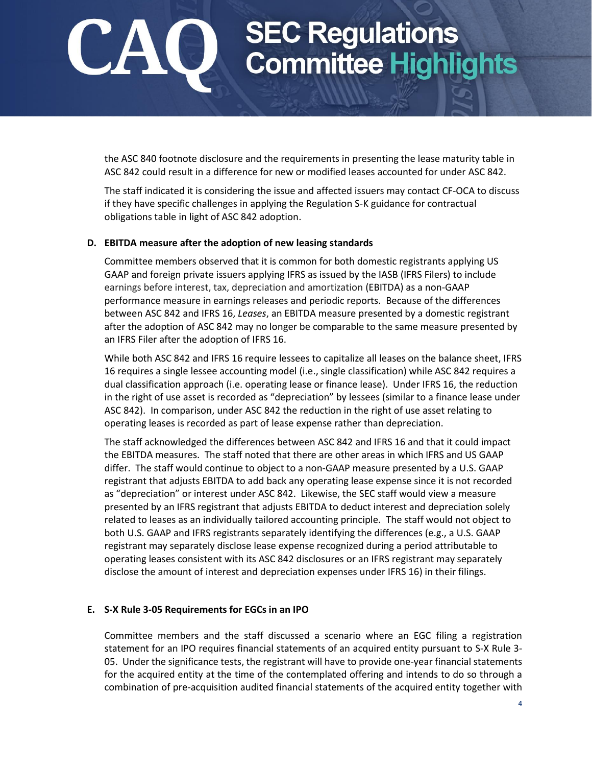the ASC 840 footnote disclosure and the requirements in presenting the lease maturity table in ASC 842 could result in a difference for new or modified leases accounted for under ASC 842.

The staff indicated it is considering the issue and affected issuers may contact CF-OCA to discuss if they have specific challenges in applying the Regulation S-K guidance for contractual obligations table in light of ASC 842 adoption.

**D. EBITDA measure after the adoption of new leasing standards**

Committee members observed that it is common for both domestic registrants applying US GAAP and foreign private issuers applying IFRS as issued by the IASB (IFRS Filers) to include earnings before interest, tax, depreciation and amortization (EBITDA) as a non-GAAP performance measure in earnings releases and periodic reports. Because of the differences between ASC 842 and IFRS 16, *Leases*, an EBITDA measure presented by a domestic registrant after the adoption of ASC 842 may no longer be comparable to the same measure presented by an IFRS Filer after the adoption of IFRS 16.

While both ASC 842 and IFRS 16 require lessees to capitalize all leases on the balance sheet, IFRS 16 requires a single lessee accounting model (i.e., single classification) while ASC 842 requires a dual classification approach (i.e. operating lease or finance lease). Under IFRS 16, the reduction in the right of use asset is recorded as "depreciation" by lessees (similar to a finance lease under ASC 842). In comparison, under ASC 842 the reduction in the right of use asset relating to operating leases is recorded as part of lease expense rather than depreciation.

The staff acknowledged the differences between ASC 842 and IFRS 16 and that it could impact the EBITDA measures. The staff noted that there are other areas in which IFRS and US GAAP differ. The staff would continue to object to a non-GAAP measure presented by a U.S. GAAP registrant that adjusts EBITDA to add back any operating lease expense since it is not recorded as "depreciation" or interest under ASC 842. Likewise, the SEC staff would view a measure presented by an IFRS registrant that adjusts EBITDA to deduct interest and depreciation solely related to leases as an individually tailored accounting principle. The staff would not object to both U.S. GAAP and IFRS registrants separately identifying the differences (e.g., a U.S. GAAP registrant may separately disclose lease expense recognized during a period attributable to operating leases consistent with its ASC 842 disclosures or an IFRS registrant may separately disclose the amount of interest and depreciation expenses under IFRS 16) in their filings.

**E. S-X Rule 3-05 Requirements for EGCs in an IPO**

Committee members and the staff discussed a scenario where an EGC filing a registration statement for an IPO requires financial statements of an acquired entity pursuant to S-X Rule 3-05. Under the significance tests, the registrant will have to provide one-year financial statements for the acquired entity at the time of the contemplated offering and intends to do so through a combination of pre-acquisition audited financial statements of the acquired entity together with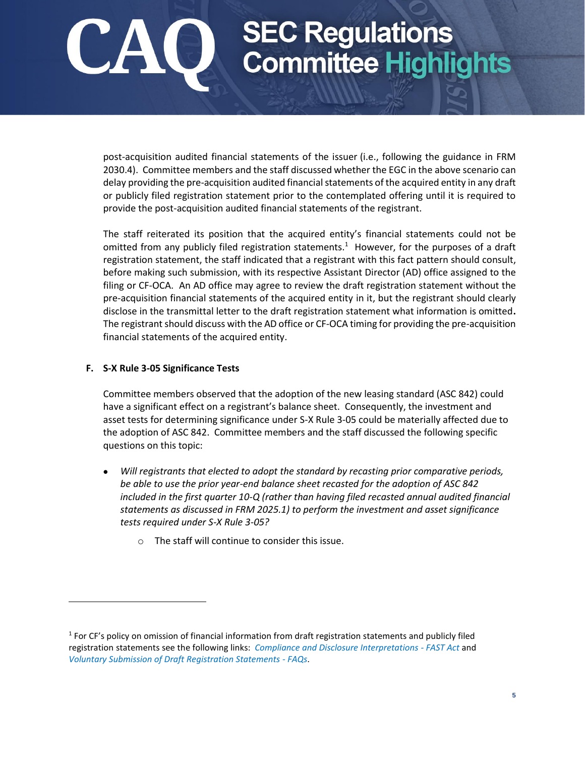post-acquisition audited financial statements of the issuer (i.e., following the guidance in FRM 2030.4). Committee members and the staff discussed whether the EGC in the above scenario can delay providing the pre-acquisition audited financial statements of the acquired entity in any draft or publicly filed registration statement prior to the contemplated offering until it is required to provide the post-acquisition audited financial statements of the registrant.

The staff reiterated its position that the acquired entity's financial statements could not be omitted from any publicly filed registration statements.[1] However, for the purposes of a draft registration statement, the staff indicated that a registrant with this fact pattern should consult, before making such submission, with its respective Assistant Director (AD) office assigned to the filing or CF-OCA. An AD office may agree to review the draft registration statement without the pre-acquisition financial statements of the acquired entity in it, but the registrant should clearly disclose in the transmittal letter to the draft registration statement what information is omitted**.** The registrant should discuss with the AD office or CF-OCA timing for providing the pre-acquisition financial statements of the acquired entity.

**F. S-X Rule 3-05 Significance Tests**

Committee members observed that the adoption of the new leasing standard (ASC 842) could have a significant effect on a registrant's balance sheet. Consequently, the investment and asset tests for determining significance under S-X Rule 3-05 could be materially affected due to the adoption of ASC 842. Committee members and the staff discussed the following specific questions on this topic:

- *Will registrants that elected to adopt the standard by recasting prior comparative periods, be able to use the prior year-end balance sheet recast for the adoption of ASC 842 included in the first quarter 10-Q (rather than having filed recast annual audited financial statements as discussed in FRM 2025.1) to perform the investment and asset significance tests required under S-X Rule 3-05?*
  - The staff will continue to consider this issue.

---

[1] For CF's policy on omission of financial information from draft registration statements and publicly filed registration statements see the following links: *Compliance and Disclosure Interpretations - FAST Act* and *Voluntary Submission of Draft Registration Statements - FAQs*.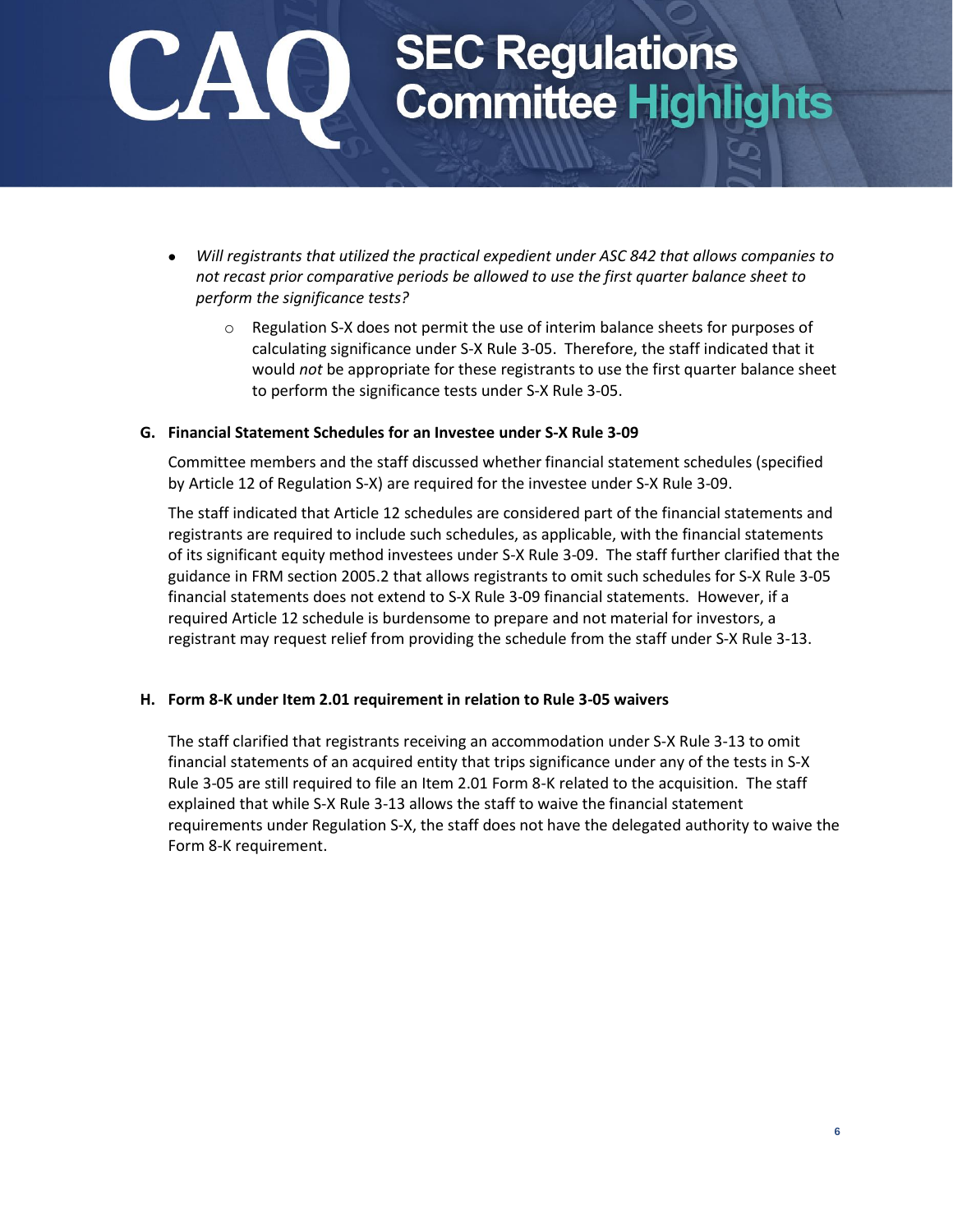- *Will registrants that utilized the practical expedient under ASC 842 that allows companies to not recast prior comparative periods be allowed to use the first quarter balance sheet to perform the significance tests?*
  - Regulation S-X does not permit the use of interim balance sheets for purposes of calculating significance under S-X Rule 3-05. Therefore, the staff indicated that it would *not* be appropriate for these registrants to use the first quarter balance sheet to perform the significance tests under S-X Rule 3-05.

### G. Financial Statement Schedules for an Investee under S-X Rule 3-09

Committee members and the staff discussed whether financial statement schedules (specified by Article 12 of Regulation S-X) are required for the investee under S-X Rule 3-09.

The staff indicated that Article 12 schedules are considered part of the financial statements and registrants are required to include such schedules, as applicable, with the financial statements of its significant equity method investees under S-X Rule 3-09. The staff further clarified that the guidance in FRM section 2005.2 that allows registrants to omit such schedules for S-X Rule 3-05 financial statements does not extend to S-X Rule 3-09 financial statements. However, if a required Article 12 schedule is burdensome to prepare and not material for investors, a registrant may request relief from providing the schedule from the staff under S-X Rule 3-13.

### H. Form 8-K under Item 2.01 requirement in relation to Rule 3-05 waivers

The staff clarified that registrants receiving an accommodation under S-X Rule 3-13 to omit financial statements of an acquired entity that trips significance under any of the tests in S-X Rule 3-05 are still required to file an Item 2.01 Form 8-K related to the acquisition. The staff explained that while S-X Rule 3-13 allows the staff to waive the financial statement requirements under Regulation S-X, the staff does not have the delegated authority to waive the Form 8-K requirement.